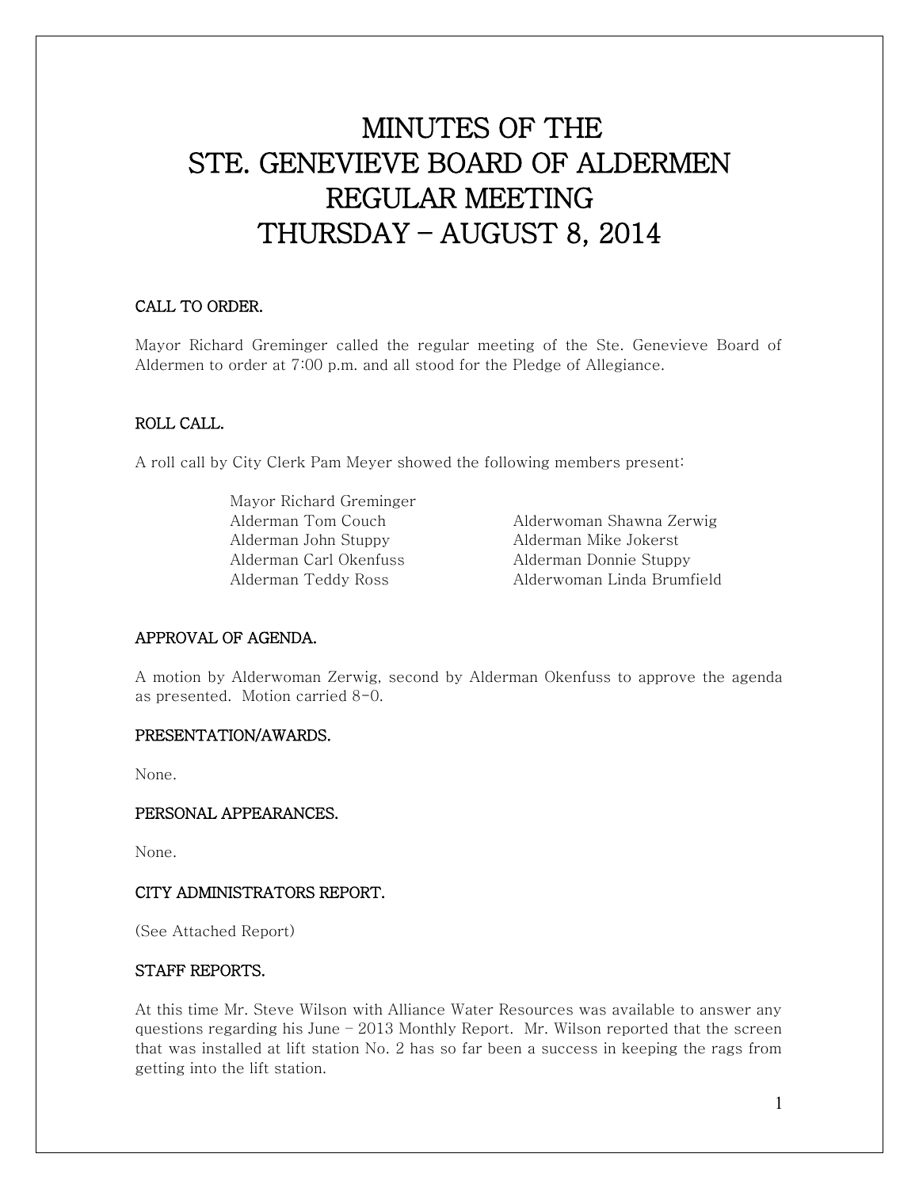# MINUTES OF THE
# STE. GENEVIEVE BOARD OF ALDERMEN
# REGULAR MEETING
# THURSDAY – AUGUST 8, 2014

## CALL TO ORDER.

Mayor Richard Greminger called the regular meeting of the Ste. Genevieve Board of Aldermen to order at 7:00 p.m. and all stood for the Pledge of Allegiance.

## ROLL CALL.

A roll call by City Clerk Pam Meyer showed the following members present:

Mayor Richard Greminger

Alderman Tom Couch
Alderman John Stuppy
Alderman Carl Okenfuss
Alderman Teddy Ross
Alderwoman Shawna Zerwig
Alderman Mike Jokerst
Alderman Donnie Stuppy
Alderwoman Linda Brumfield

## APPROVAL OF AGENDA.

A motion by Alderwoman Zerwig, second by Alderman Okenfuss to approve the agenda as presented. Motion carried 8-0.

## PRESENTATION/AWARDS.

None.

## PERSONAL APPEARANCES.

None.

## CITY ADMINISTRATORS REPORT.

(See Attached Report)

## STAFF REPORTS.

At this time Mr. Steve Wilson with Alliance Water Resources was available to answer any questions regarding his June – 2013 Monthly Report. Mr. Wilson reported that the screen that was installed at lift station No. 2 has so far been a success in keeping the rags from getting into the lift station.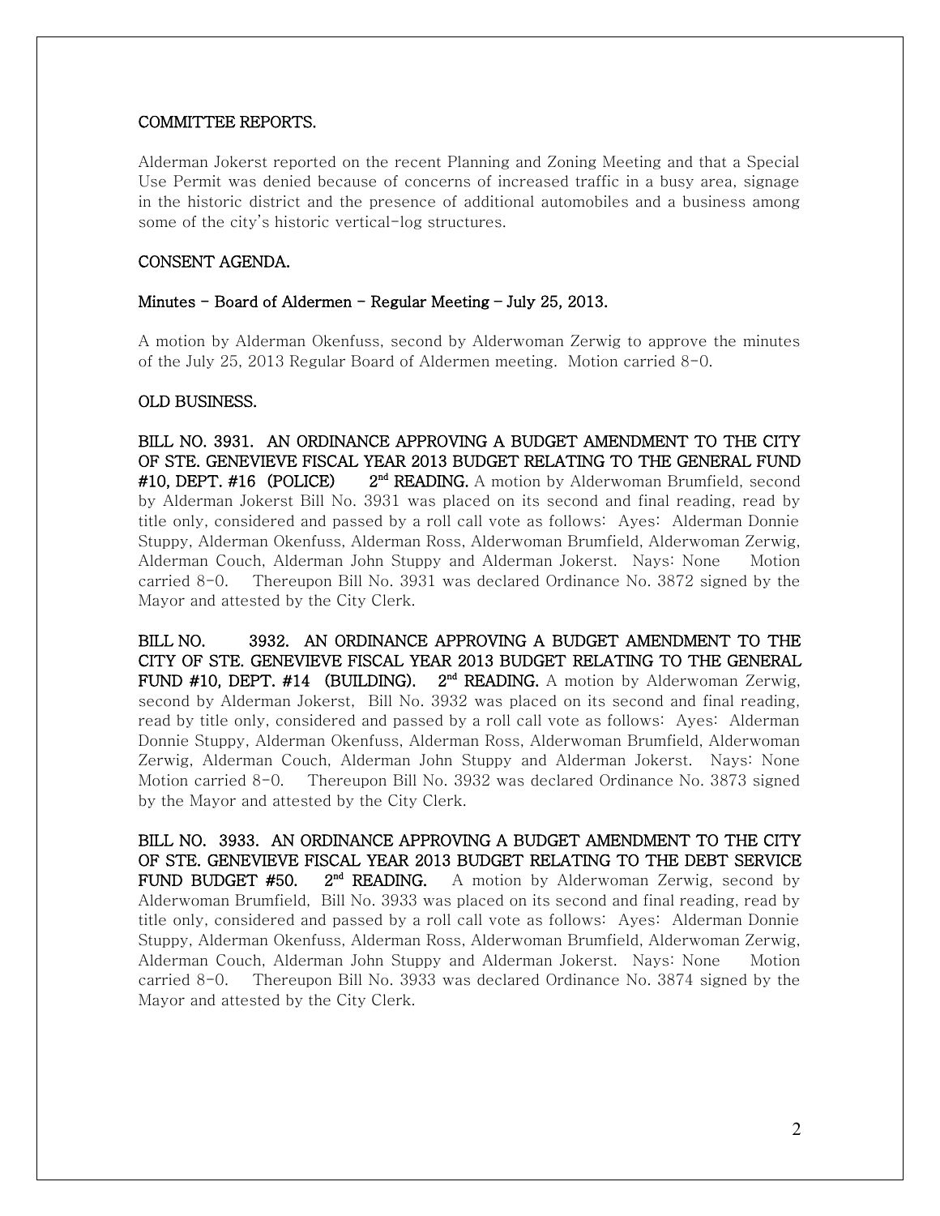**COMMITTEE REPORTS.**

Alderman Jokerst reported on the recent Planning and Zoning Meeting and that a Special Use Permit was denied because of concerns of increased traffic in a busy area, signage in the historic district and the presence of additional automobiles and a business among some of the city's historic vertical-log structures.

**CONSENT AGENDA.**

**Minutes – Board of Aldermen – Regular Meeting – July 25, 2013.**

A motion by Alderman Okenfuss, second by Alderwoman Zerwig to approve the minutes of the July 25, 2013 Regular Board of Aldermen meeting. Motion carried 8-0.

**OLD BUSINESS.**

**BILL NO. 3931. AN ORDINANCE APPROVING A BUDGET AMENDMENT TO THE CITY OF STE. GENEVIEVE FISCAL YEAR 2013 BUDGET RELATING TO THE GENERAL FUND #10, DEPT. #16 (POLICE) 2nd READING.** A motion by Alderwoman Brumfield, second by Alderman Jokerst Bill No. 3931 was placed on its second and final reading, read by title only, considered and passed by a roll call vote as follows: Ayes: Alderman Donnie Stuppy, Alderman Okenfuss, Alderman Ross, Alderwoman Brumfield, Alderwoman Zerwig, Alderman Couch, Alderman John Stuppy and Alderman Jokerst. Nays: None Motion carried 8-0. Thereupon Bill No. 3931 was declared Ordinance No. 3872 signed by the Mayor and attested by the City Clerk.

**BILL NO. 3932. AN ORDINANCE APPROVING A BUDGET AMENDMENT TO THE CITY OF STE. GENEVIEVE FISCAL YEAR 2013 BUDGET RELATING TO THE GENERAL FUND #10, DEPT. #14 (BUILDING). 2nd READING.** A motion by Alderwoman Zerwig, second by Alderman Jokerst, Bill No. 3932 was placed on its second and final reading, read by title only, considered and passed by a roll call vote as follows: Ayes: Alderman Donnie Stuppy, Alderman Okenfuss, Alderman Ross, Alderwoman Brumfield, Alderwoman Zerwig, Alderman Couch, Alderman John Stuppy and Alderman Jokerst. Nays: None Motion carried 8-0. Thereupon Bill No. 3932 was declared Ordinance No. 3873 signed by the Mayor and attested by the City Clerk.

**BILL NO. 3933. AN ORDINANCE APPROVING A BUDGET AMENDMENT TO THE CITY OF STE. GENEVIEVE FISCAL YEAR 2013 BUDGET RELATING TO THE DEBT SERVICE FUND BUDGET #50. 2nd READING.** A motion by Alderwoman Zerwig, second by Alderwoman Brumfield, Bill No. 3933 was placed on its second and final reading, read by title only, considered and passed by a roll call vote as follows: Ayes: Alderman Donnie Stuppy, Alderman Okenfuss, Alderman Ross, Alderwoman Brumfield, Alderwoman Zerwig, Alderman Couch, Alderman John Stuppy and Alderman Jokerst. Nays: None Motion carried 8-0. Thereupon Bill No. 3933 was declared Ordinance No. 3874 signed by the Mayor and attested by the City Clerk.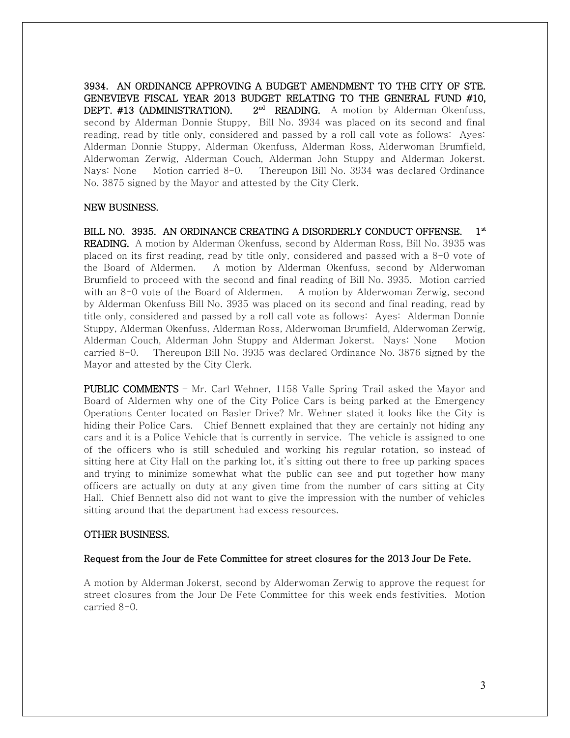**3934. AN ORDINANCE APPROVING A BUDGET AMENDMENT TO THE CITY OF STE. GENEVIEVE FISCAL YEAR 2013 BUDGET RELATING TO THE GENERAL FUND #10, DEPT. #13 (ADMINISTRATION). 2nd READING.** A motion by Alderman Okenfuss, second by Alderman Donnie Stuppy, Bill No. 3934 was placed on its second and final reading, read by title only, considered and passed by a roll call vote as follows: Ayes: Alderman Donnie Stuppy, Alderman Okenfuss, Alderman Ross, Alderwoman Brumfield, Alderwoman Zerwig, Alderman Couch, Alderman John Stuppy and Alderman Jokerst. Nays: None Motion carried 8-0. Thereupon Bill No. 3934 was declared Ordinance No. 3875 signed by the Mayor and attested by the City Clerk.

**NEW BUSINESS.**

**BILL NO. 3935. AN ORDINANCE CREATING A DISORDERLY CONDUCT OFFENSE. 1st READING.** A motion by Alderman Okenfuss, second by Alderman Ross, Bill No. 3935 was placed on its first reading, read by title only, considered and passed with a 8-0 vote of the Board of Aldermen. A motion by Alderman Okenfuss, second by Alderwoman Brumfield to proceed with the second and final reading of Bill No. 3935. Motion carried with an 8-0 vote of the Board of Aldermen. A motion by Alderwoman Zerwig, second by Alderman Okenfuss Bill No. 3935 was placed on its second and final reading, read by title only, considered and passed by a roll call vote as follows: Ayes: Alderman Donnie Stuppy, Alderman Okenfuss, Alderman Ross, Alderwoman Brumfield, Alderwoman Zerwig, Alderman Couch, Alderman John Stuppy and Alderman Jokerst. Nays: None Motion carried 8-0. Thereupon Bill No. 3935 was declared Ordinance No. 3876 signed by the Mayor and attested by the City Clerk.

**PUBLIC COMMENTS** – Mr. Carl Wehner, 1158 Valle Spring Trail asked the Mayor and Board of Aldermen why one of the City Police Cars is being parked at the Emergency Operations Center located on Basler Drive? Mr. Wehner stated it looks like the City is hiding their Police Cars. Chief Bennett explained that they are certainly not hiding any cars and it is a Police Vehicle that is currently in service. The vehicle is assigned to one of the officers who is still scheduled and working his regular rotation, so instead of sitting here at City Hall on the parking lot, it's sitting out there to free up parking spaces and trying to minimize somewhat what the public can see and put together how many officers are actually on duty at any given time from the number of cars sitting at City Hall. Chief Bennett also did not want to give the impression with the number of vehicles sitting around that the department had excess resources.

**OTHER BUSINESS.**

**Request from the Jour de Fete Committee for street closures for the 2013 Jour De Fete.**

A motion by Alderman Jokerst, second by Alderwoman Zerwig to approve the request for street closures from the Jour De Fete Committee for this week ends festivities. Motion carried 8-0.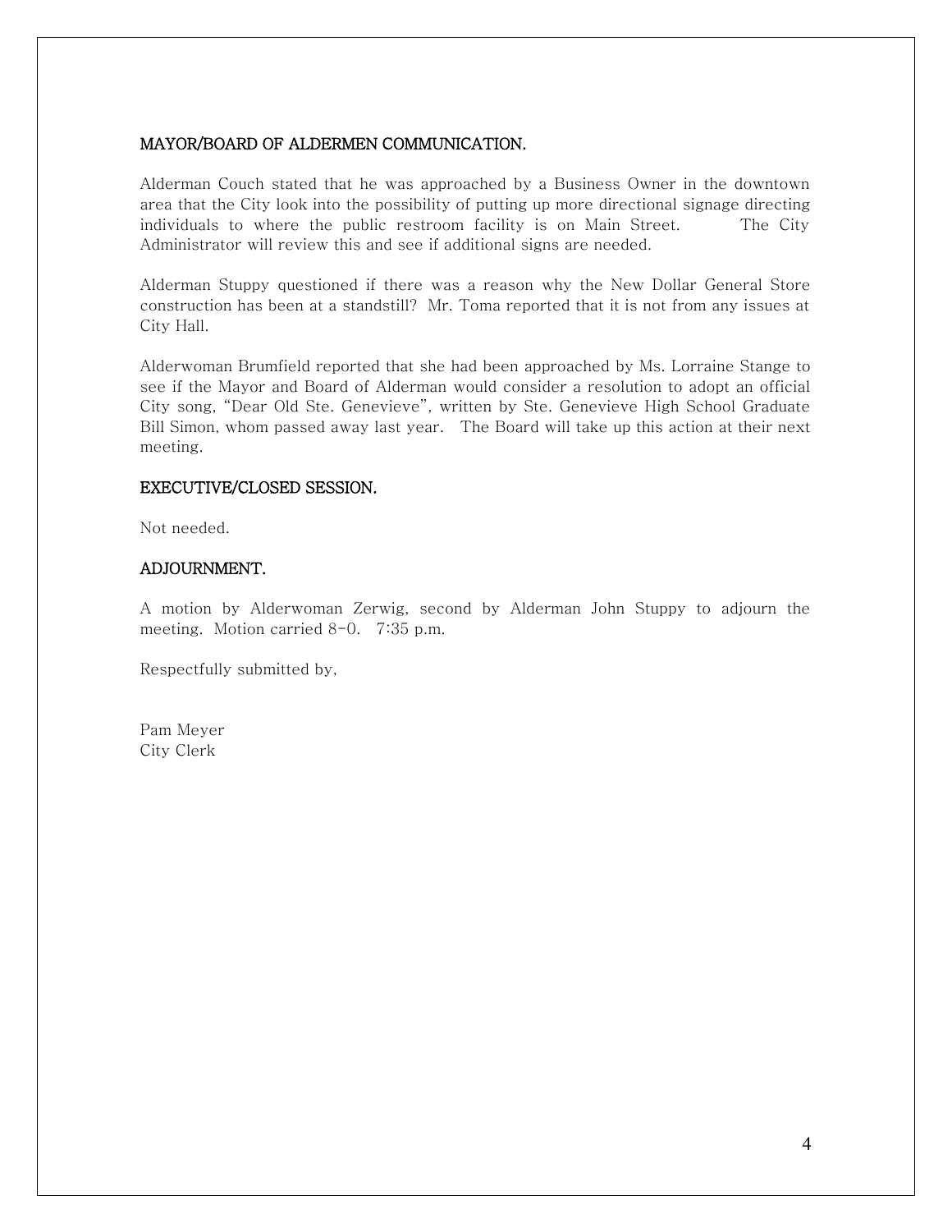## MAYOR/BOARD OF ALDERMEN COMMUNICATION.

Alderman Couch stated that he was approached by a Business Owner in the downtown area that the City look into the possibility of putting up more directional signage directing individuals to where the public restroom facility is on Main Street. The City Administrator will review this and see if additional signs are needed.

Alderman Stuppy questioned if there was a reason why the New Dollar General Store construction has been at a standstill? Mr. Toma reported that it is not from any issues at City Hall.

Alderwoman Brumfield reported that she had been approached by Ms. Lorraine Stange to see if the Mayor and Board of Alderman would consider a resolution to adopt an official City song, "Dear Old Ste. Genevieve", written by Ste. Genevieve High School Graduate Bill Simon, whom passed away last year. The Board will take up this action at their next meeting.

## EXECUTIVE/CLOSED SESSION.

Not needed.

## ADJOURNMENT.

A motion by Alderwoman Zerwig, second by Alderman John Stuppy to adjourn the meeting. Motion carried 8-0. 7:35 p.m.

Respectfully submitted by,

Pam Meyer
City Clerk